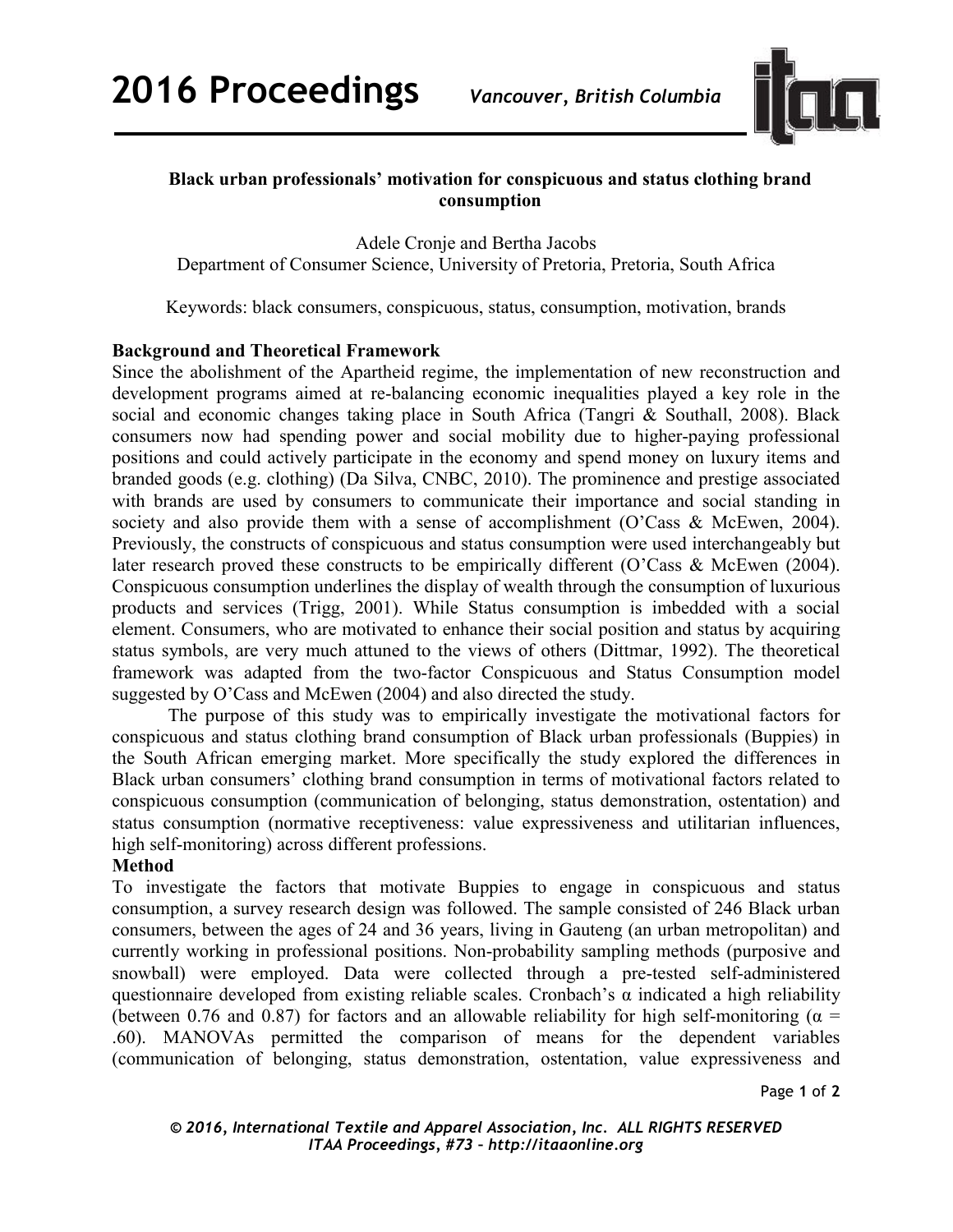# Black urban professionals' motivation for conspicuous and status clothing brand consumption

Adele Cronje and Bertha Jacobs
Department of Consumer Science, University of Pretoria, Pretoria, South Africa

Keywords: black consumers, conspicuous, status, consumption, motivation, brands

## Background and Theoretical Framework

Since the abolishment of the Apartheid regime, the implementation of new reconstruction and development programs aimed at re-balancing economic inequalities played a key role in the social and economic changes taking place in South Africa (Tangri & Southall, 2008). Black consumers now had spending power and social mobility due to higher-paying professional positions and could actively participate in the economy and spend money on luxury items and branded goods (e.g. clothing) (Da Silva, CNBC, 2010). The prominence and prestige associated with brands are used by consumers to communicate their importance and social standing in society and also provide them with a sense of accomplishment (O'Cass & McEwen, 2004). Previously, the constructs of conspicuous and status consumption were used interchangeably but later research proved these constructs to be empirically different (O'Cass & McEwen (2004). Conspicuous consumption underlines the display of wealth through the consumption of luxurious products and services (Trigg, 2001). While Status consumption is imbedded with a social element. Consumers, who are motivated to enhance their social position and status by acquiring status symbols, are very much attuned to the views of others (Dittmar, 1992). The theoretical framework was adapted from the two-factor Conspicuous and Status Consumption model suggested by O'Cass and McEwen (2004) and also directed the study.

The purpose of this study was to empirically investigate the motivational factors for conspicuous and status clothing brand consumption of Black urban professionals (Buppies) in the South African emerging market. More specifically the study explored the differences in Black urban consumers' clothing brand consumption in terms of motivational factors related to conspicuous consumption (communication of belonging, status demonstration, ostentation) and status consumption (normative receptiveness: value expressiveness and utilitarian influences, high self-monitoring) across different professions.

## Method

To investigate the factors that motivate Buppies to engage in conspicuous and status consumption, a survey research design was followed. The sample consisted of 246 Black urban consumers, between the ages of 24 and 36 years, living in Gauteng (an urban metropolitan) and currently working in professional positions. Non-probability sampling methods (purposive and snowball) were employed. Data were collected through a pre-tested self-administered questionnaire developed from existing reliable scales. Cronbach's $\alpha$ indicated a high reliability (between 0.76 and 0.87) for factors and an allowable reliability for high self-monitoring ($\alpha = .60$). MANOVAs permitted the comparison of means for the dependent variables (communication of belonging, status demonstration, ostentation, value expressiveness and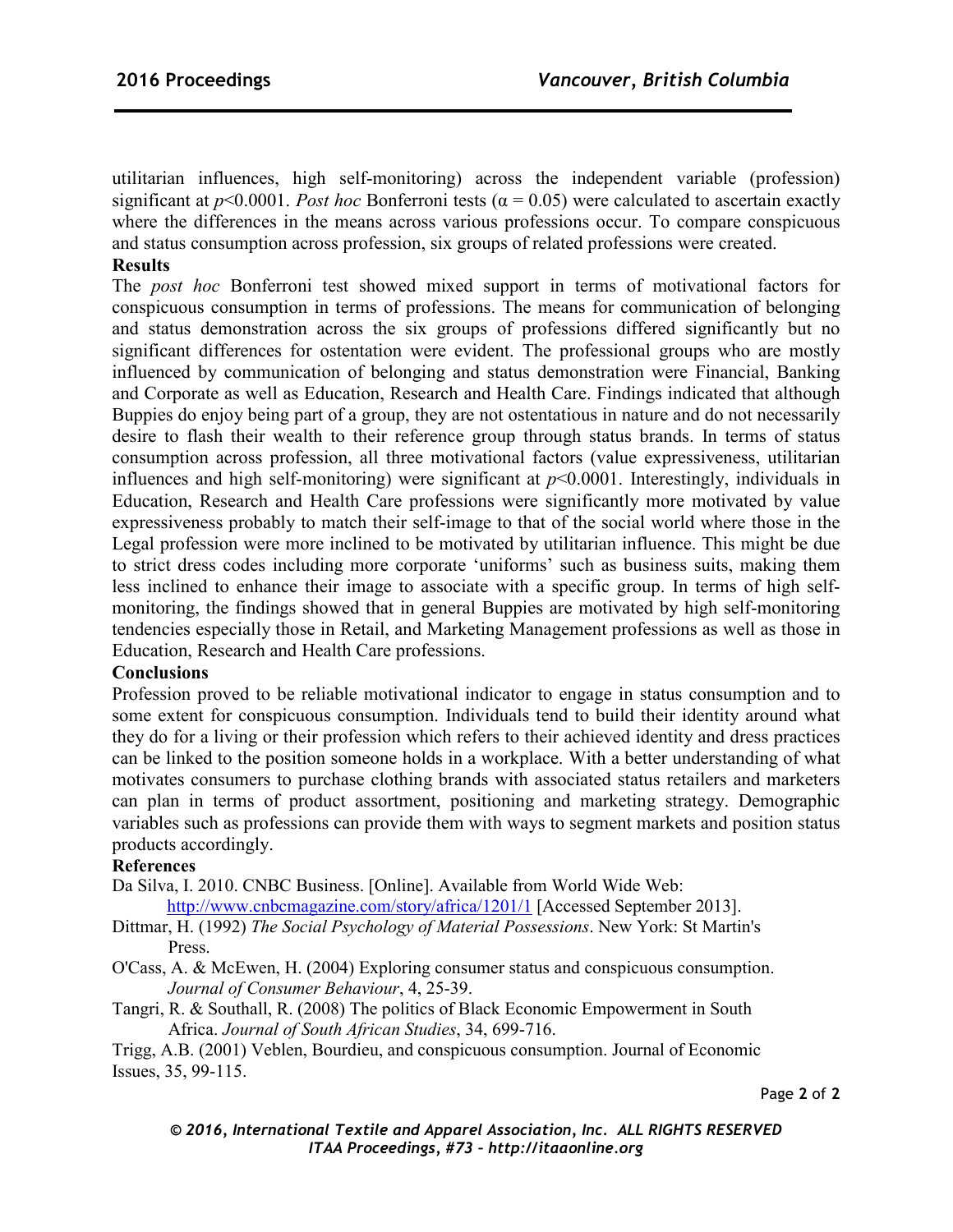utilitarian influences, high self-monitoring) across the independent variable (profession) significant at $p<0.0001$. *Post hoc* Bonferroni tests ($\alpha = 0.05$) were calculated to ascertain exactly where the differences in the means across various professions occur. To compare conspicuous and status consumption across profession, six groups of related professions were created.

**Results**

The *post hoc* Bonferroni test showed mixed support in terms of motivational factors for conspicuous consumption in terms of professions. The means for communication of belonging and status demonstration across the six groups of professions differed significantly but no significant differences for ostentation were evident. The professional groups who are mostly influenced by communication of belonging and status demonstration were Financial, Banking and Corporate as well as Education, Research and Health Care. Findings indicated that although Buppies do enjoy being part of a group, they are not ostentatious in nature and do not necessarily desire to flash their wealth to their reference group through status brands. In terms of status consumption across profession, all three motivational factors (value expressiveness, utilitarian influences and high self-monitoring) were significant at $p<0.0001$. Interestingly, individuals in Education, Research and Health Care professions were significantly more motivated by value expressiveness probably to match their self-image to that of the social world where those in the Legal profession were more inclined to be motivated by utilitarian influence. This might be due to strict dress codes including more corporate 'uniforms' such as business suits, making them less inclined to enhance their image to associate with a specific group. In terms of high self-monitoring, the findings showed that in general Buppies are motivated by high self-monitoring tendencies especially those in Retail, and Marketing Management professions as well as those in Education, Research and Health Care professions.

**Conclusions**

Profession proved to be reliable motivational indicator to engage in status consumption and to some extent for conspicuous consumption. Individuals tend to build their identity around what they do for a living or their profession which refers to their achieved identity and dress practices can be linked to the position someone holds in a workplace. With a better understanding of what motivates consumers to purchase clothing brands with associated status retailers and marketers can plan in terms of product assortment, positioning and marketing strategy. Demographic variables such as professions can provide them with ways to segment markets and position status products accordingly.

**References**

Da Silva, I. 2010. CNBC Business. [Online]. Available from World Wide Web: http://www.cnbcmagazine.com/story/africa/1201/1 [Accessed September 2013].

Dittmar, H. (1992) *The Social Psychology of Material Possessions*. New York: St Martin's Press.

O'Cass, A. & McEwen, H. (2004) Exploring consumer status and conspicuous consumption. *Journal of Consumer Behaviour*, 4, 25-39.

Tangri, R. & Southall, R. (2008) The politics of Black Economic Empowerment in South Africa. *Journal of South African Studies*, 34, 699-716.

Trigg, A.B. (2001) Veblen, Bourdieu, and conspicuous consumption. Journal of Economic Issues, 35, 99-115.